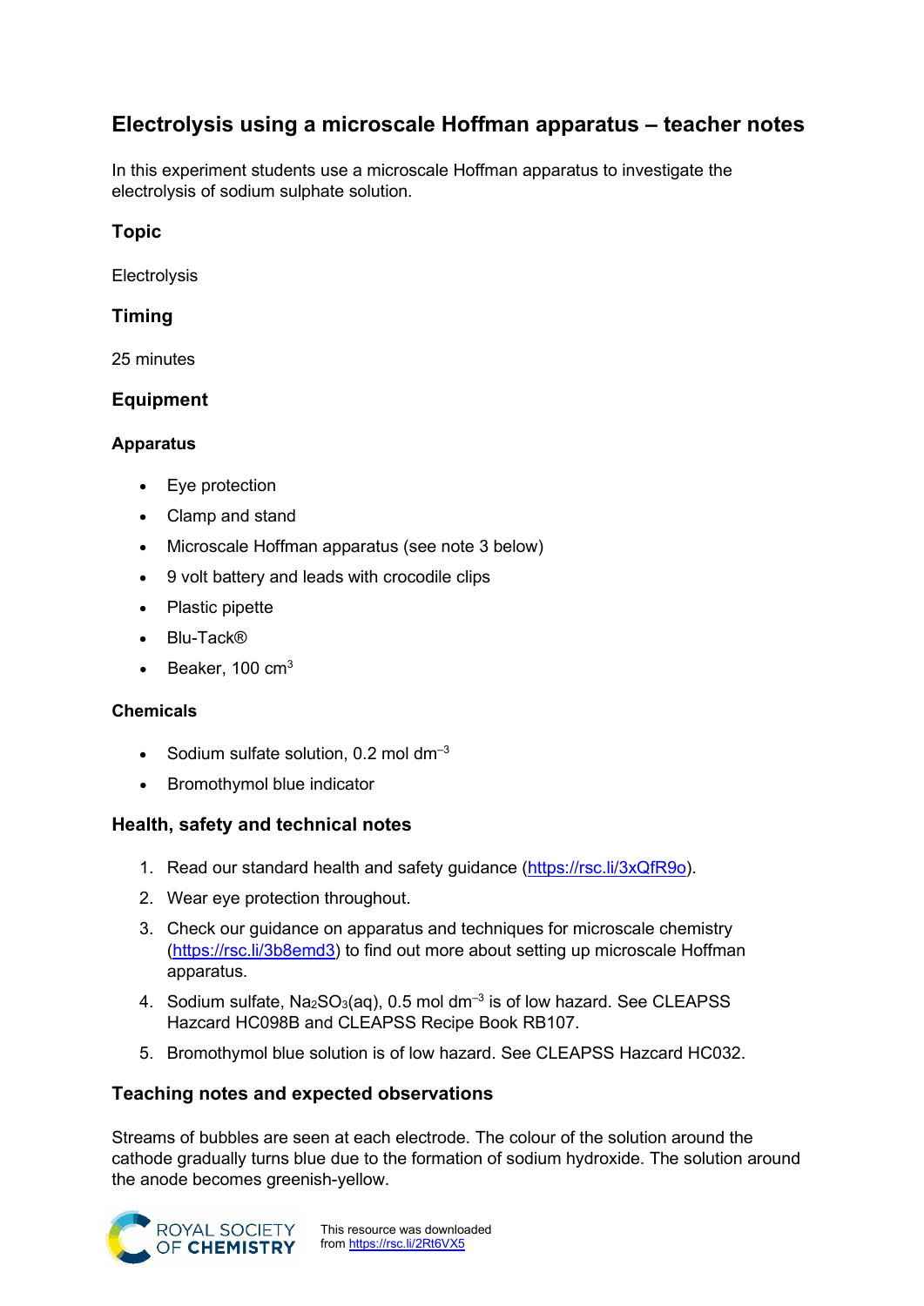# Electrolysis using a microscale Hoffman apparatus – teacher notes

In this experiment students use a microscale Hoffman apparatus to investigate the electrolysis of sodium sulphate solution.

## Topic

Electrolysis

## Timing

25 minutes

## Equipment

### Apparatus

- Eye protection
- Clamp and stand
- Microscale Hoffman apparatus (see note 3 below)
- 9 volt battery and leads with crocodile clips
- Plastic pipette
- Blu-Tack®
- Beaker, 100 $cm^3$

### Chemicals

- Sodium sulfate solution, 0.2 mol $dm^{-3}$
- Bromothymol blue indicator

## Health, safety and technical notes

1. Read our standard health and safety guidance (https://rsc.li/3xQfR9o).
2. Wear eye protection throughout.
3. Check our guidance on apparatus and techniques for microscale chemistry (https://rsc.li/3b8emd3) to find out more about setting up microscale Hoffman apparatus.
4. Sodium sulfate, $Na_2SO_3$(aq), 0.5 mol $dm^{-3}$ is of low hazard. See CLEAPSS Hazcard HC098B and CLEAPSS Recipe Book RB107.
5. Bromothymol blue solution is of low hazard. See CLEAPSS Hazcard HC032.

## Teaching notes and expected observations

Streams of bubbles are seen at each electrode. The colour of the solution around the cathode gradually turns blue due to the formation of sodium hydroxide. The solution around the anode becomes greenish-yellow.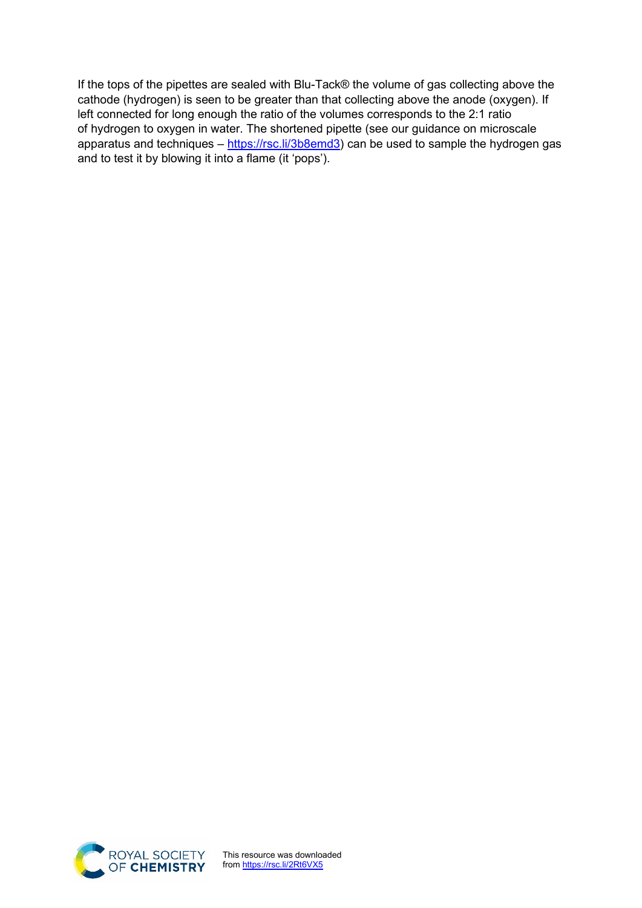If the tops of the pipettes are sealed with Blu-Tack® the volume of gas collecting above the cathode (hydrogen) is seen to be greater than that collecting above the anode (oxygen). If left connected for long enough the ratio of the volumes corresponds to the 2:1 ratio of hydrogen to oxygen in water. The shortened pipette (see our guidance on microscale apparatus and techniques – https://rsc.li/3b8emd3) can be used to sample the hydrogen gas and to test it by blowing it into a flame (it 'pops').